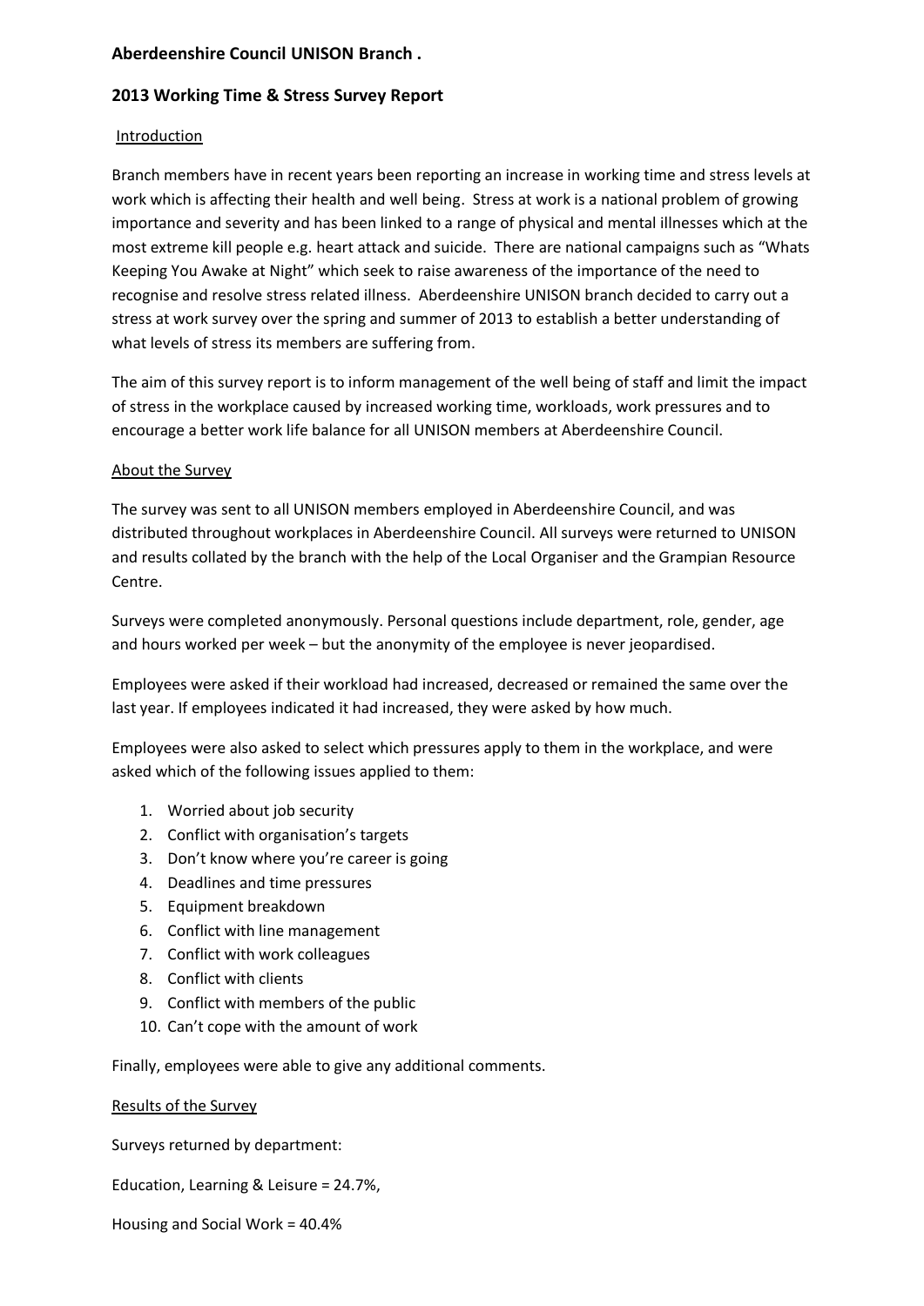## Aberdeenshire Council UNISON Branch .

## 2013 Working Time & Stress Survey Report

### Introduction

Branch members have in recent years been reporting an increase in working time and stress levels at work which is affecting their health and well being. Stress at work is a national problem of growing importance and severity and has been linked to a range of physical and mental illnesses which at the most extreme kill people e.g. heart attack and suicide. There are national campaigns such as "Whats Keeping You Awake at Night" which seek to raise awareness of the importance of the need to recognise and resolve stress related illness. Aberdeenshire UNISON branch decided to carry out a stress at work survey over the spring and summer of 2013 to establish a better understanding of what levels of stress its members are suffering from.

The aim of this survey report is to inform management of the well being of staff and limit the impact of stress in the workplace caused by increased working time, workloads, work pressures and to encourage a better work life balance for all UNISON members at Aberdeenshire Council.

### About the Survey

The survey was sent to all UNISON members employed in Aberdeenshire Council, and was distributed throughout workplaces in Aberdeenshire Council. All surveys were returned to UNISON and results collated by the branch with the help of the Local Organiser and the Grampian Resource Centre.

Surveys were completed anonymously. Personal questions include department, role, gender, age and hours worked per week – but the anonymity of the employee is never jeopardised.

Employees were asked if their workload had increased, decreased or remained the same over the last year. If employees indicated it had increased, they were asked by how much.

Employees were also asked to select which pressures apply to them in the workplace, and were asked which of the following issues applied to them:

1. Worried about job security
2. Conflict with organisation's targets
3. Don't know where you're career is going
4. Deadlines and time pressures
5. Equipment breakdown
6. Conflict with line management
7. Conflict with work colleagues
8. Conflict with clients
9. Conflict with members of the public
10. Can't cope with the amount of work

Finally, employees were able to give any additional comments.

### Results of the Survey

Surveys returned by department:

Education, Learning & Leisure = 24.7%,

Housing and Social Work = 40.4%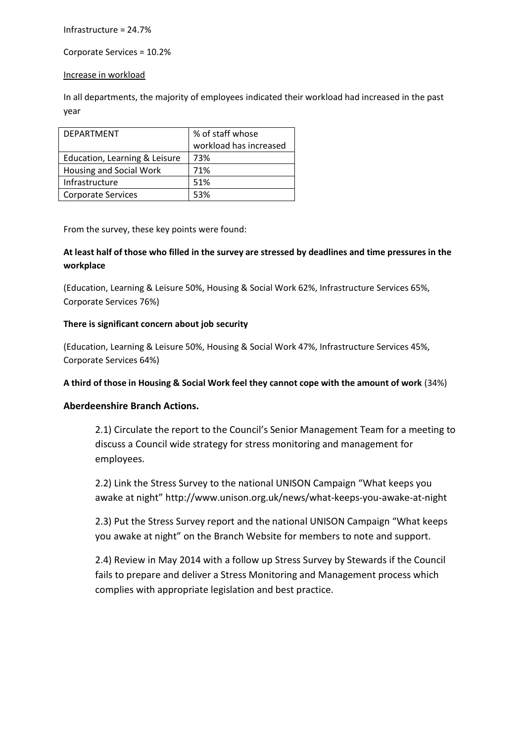Infrastructure = 24.7%

Corporate Services = 10.2%

Increase in workload

In all departments, the majority of employees indicated their workload had increased in the past year

| DEPARTMENT | % of staff whose workload has increased |
|---|---|
| Education, Learning & Leisure | 73% |
| Housing and Social Work | 71% |
| Infrastructure | 51% |
| Corporate Services | 53% |

From the survey, these key points were found:

**At least half of those who filled in the survey are stressed by deadlines and time pressures in the workplace**

(Education, Learning & Leisure 50%, Housing & Social Work 62%, Infrastructure Services 65%, Corporate Services 76%)

**There is significant concern about job security**

(Education, Learning & Leisure 50%, Housing & Social Work 47%, Infrastructure Services 45%, Corporate Services 64%)

**A third of those in Housing & Social Work feel they cannot cope with the amount of work** (34%)

### Aberdeenshire Branch Actions.

2.1) Circulate the report to the Council's Senior Management Team for a meeting to discuss a Council wide strategy for stress monitoring and management for employees.

2.2) Link the Stress Survey to the national UNISON Campaign "What keeps you awake at night" http://www.unison.org.uk/news/what-keeps-you-awake-at-night

2.3) Put the Stress Survey report and the national UNISON Campaign "What keeps you awake at night" on the Branch Website for members to note and support.

2.4) Review in May 2014 with a follow up Stress Survey by Stewards if the Council fails to prepare and deliver a Stress Monitoring and Management process which complies with appropriate legislation and best practice.